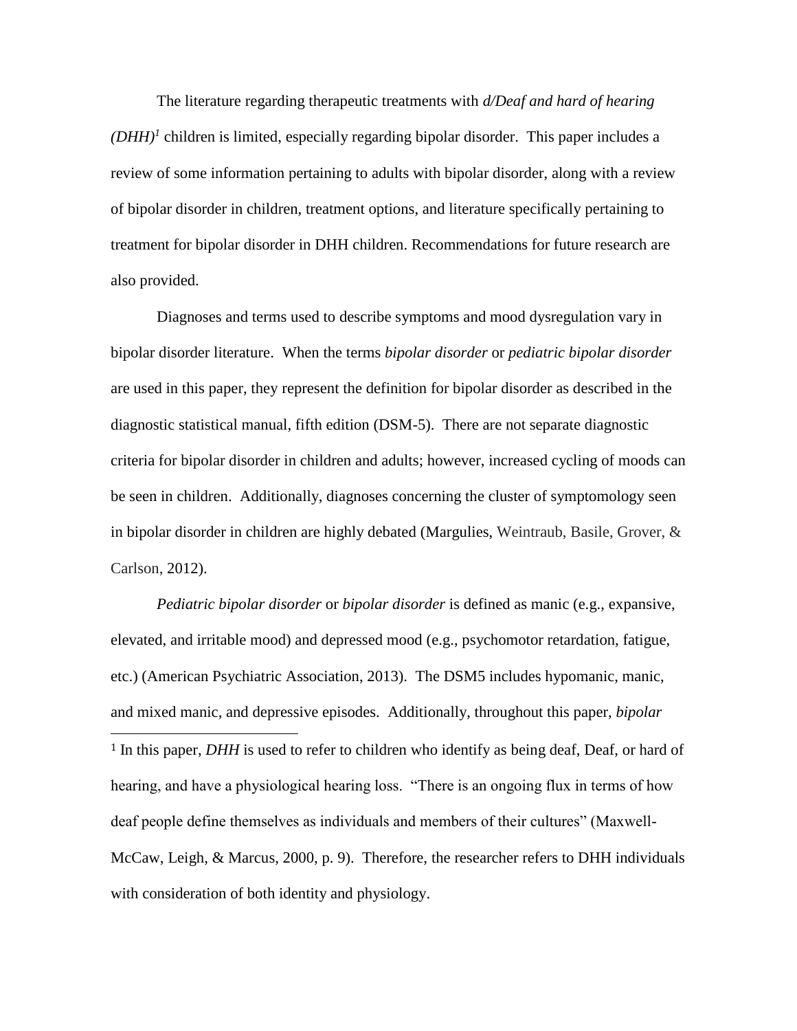The literature regarding therapeutic treatments with *d/Deaf and hard of hearing (DHH)*[1] children is limited, especially regarding bipolar disorder. This paper includes a review of some information pertaining to adults with bipolar disorder, along with a review of bipolar disorder in children, treatment options, and literature specifically pertaining to treatment for bipolar disorder in DHH children. Recommendations for future research are also provided.

Diagnoses and terms used to describe symptoms and mood dysregulation vary in bipolar disorder literature. When the terms *bipolar disorder* or *pediatric bipolar disorder* are used in this paper, they represent the definition for bipolar disorder as described in the diagnostic statistical manual, fifth edition (DSM-5). There are not separate diagnostic criteria for bipolar disorder in children and adults; however, increased cycling of moods can be seen in children. Additionally, diagnoses concerning the cluster of symptomology seen in bipolar disorder in children are highly debated (Margulies, Weintraub, Basile, Grover, & Carlson, 2012).

*Pediatric bipolar disorder* or *bipolar disorder* is defined as manic (e.g., expansive, elevated, and irritable mood) and depressed mood (e.g., psychomotor retardation, fatigue, etc.) (American Psychiatric Association, 2013). The DSM5 includes hypomanic, manic, and mixed manic, and depressive episodes. Additionally, throughout this paper, *bipolar*

---

[1] In this paper, *DHH* is used to refer to children who identify as being deaf, Deaf, or hard of hearing, and have a physiological hearing loss. "There is an ongoing flux in terms of how deaf people define themselves as individuals and members of their cultures" (Maxwell-McCaw, Leigh, & Marcus, 2000, p. 9). Therefore, the researcher refers to DHH individuals with consideration of both identity and physiology.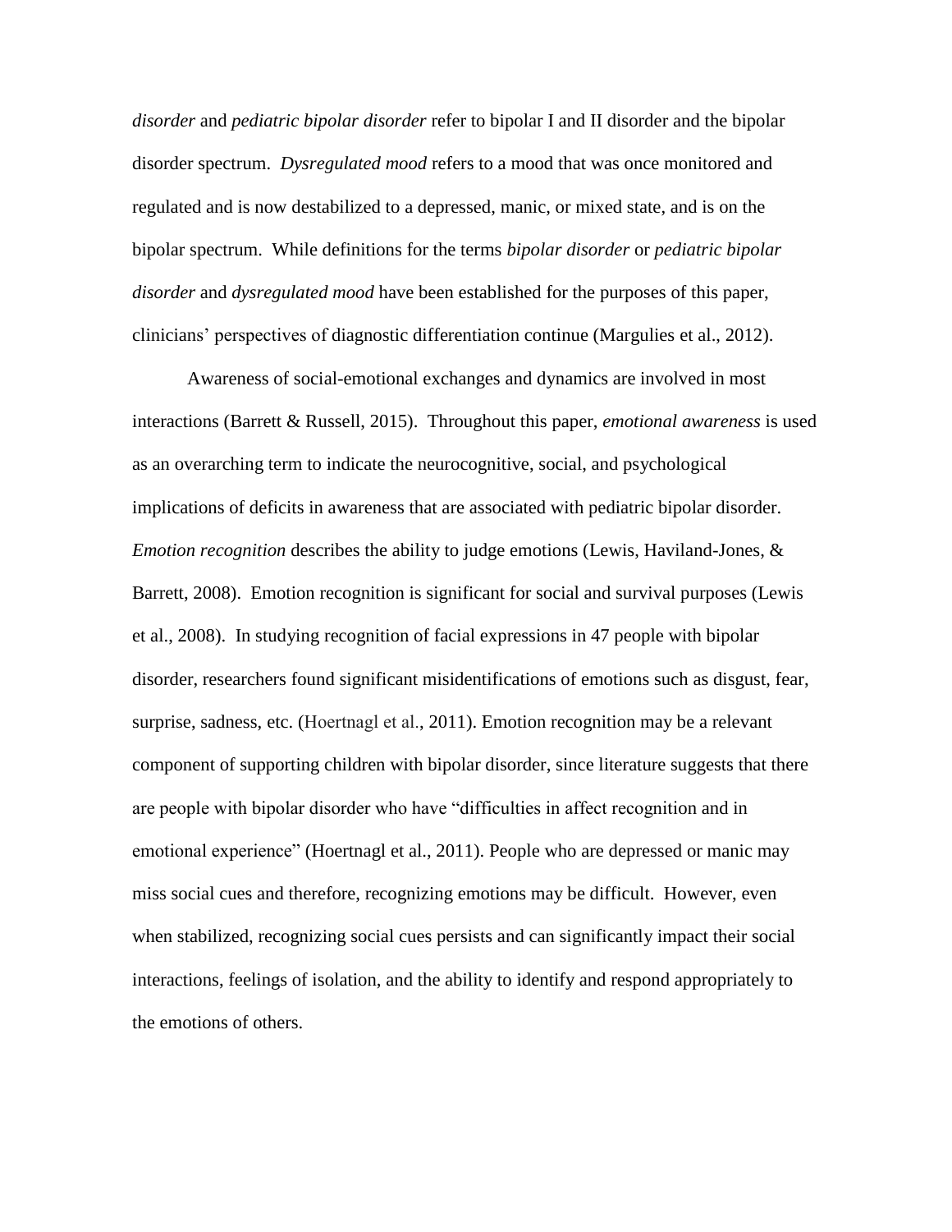*disorder* and *pediatric bipolar disorder* refer to bipolar I and II disorder and the bipolar disorder spectrum. *Dysregulated mood* refers to a mood that was once monitored and regulated and is now destabilized to a depressed, manic, or mixed state, and is on the bipolar spectrum. While definitions for the terms *bipolar disorder* or *pediatric bipolar disorder* and *dysregulated mood* have been established for the purposes of this paper, clinicians' perspectives of diagnostic differentiation continue (Margulies et al., 2012).

Awareness of social-emotional exchanges and dynamics are involved in most interactions (Barrett & Russell, 2015). Throughout this paper, *emotional awareness* is used as an overarching term to indicate the neurocognitive, social, and psychological implications of deficits in awareness that are associated with pediatric bipolar disorder. *Emotion recognition* describes the ability to judge emotions (Lewis, Haviland-Jones, & Barrett, 2008). Emotion recognition is significant for social and survival purposes (Lewis et al., 2008). In studying recognition of facial expressions in 47 people with bipolar disorder, researchers found significant misidentifications of emotions such as disgust, fear, surprise, sadness, etc. (Hoertnagl et al., 2011). Emotion recognition may be a relevant component of supporting children with bipolar disorder, since literature suggests that there are people with bipolar disorder who have "difficulties in affect recognition and in emotional experience" (Hoertnagl et al., 2011). People who are depressed or manic may miss social cues and therefore, recognizing emotions may be difficult. However, even when stabilized, recognizing social cues persists and can significantly impact their social interactions, feelings of isolation, and the ability to identify and respond appropriately to the emotions of others.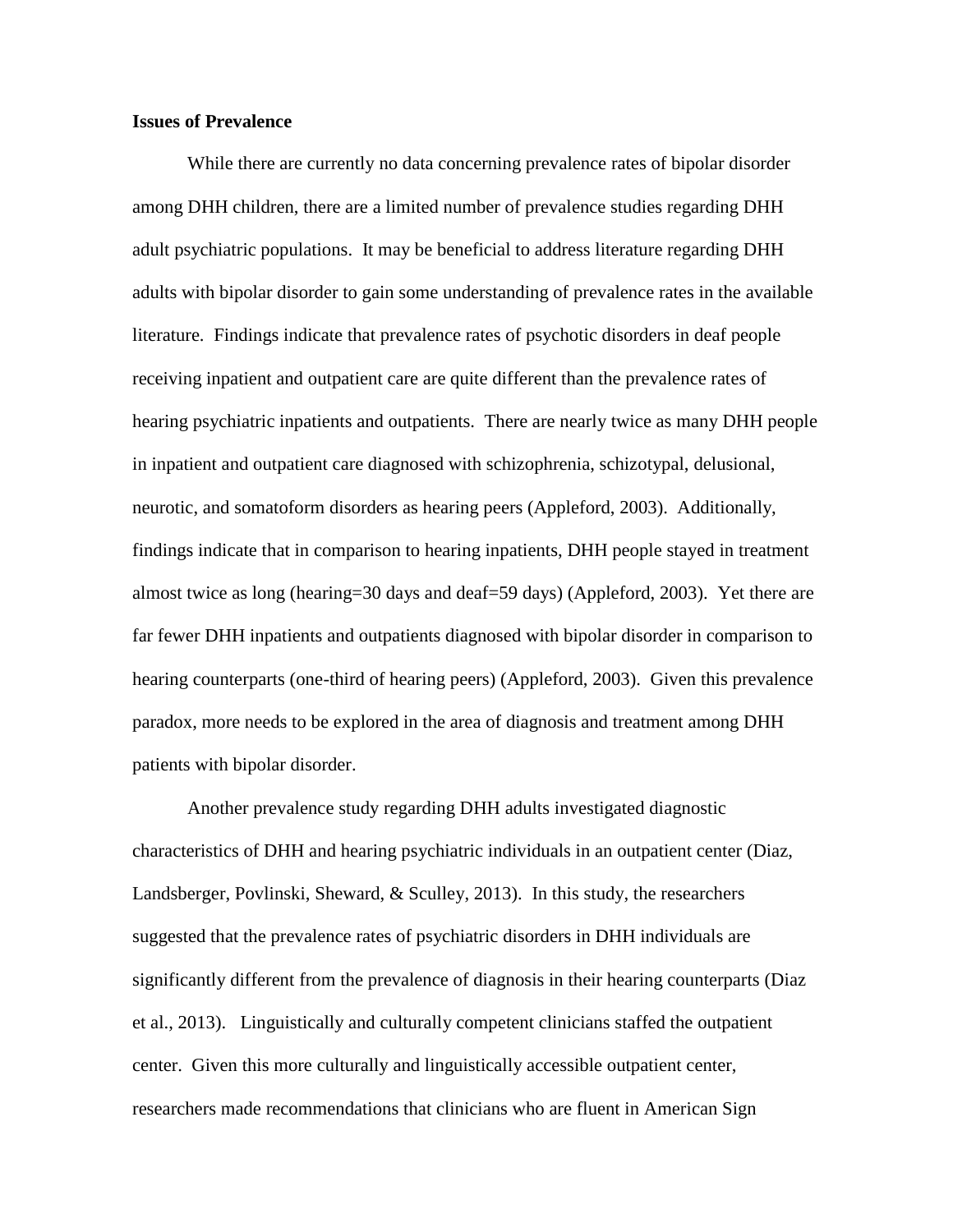**Issues of Prevalence**

While there are currently no data concerning prevalence rates of bipolar disorder among DHH children, there are a limited number of prevalence studies regarding DHH adult psychiatric populations. It may be beneficial to address literature regarding DHH adults with bipolar disorder to gain some understanding of prevalence rates in the available literature. Findings indicate that prevalence rates of psychotic disorders in deaf people receiving inpatient and outpatient care are quite different than the prevalence rates of hearing psychiatric inpatients and outpatients. There are nearly twice as many DHH people in inpatient and outpatient care diagnosed with schizophrenia, schizotypal, delusional, neurotic, and somatoform disorders as hearing peers (Appleford, 2003). Additionally, findings indicate that in comparison to hearing inpatients, DHH people stayed in treatment almost twice as long (hearing=30 days and deaf=59 days) (Appleford, 2003). Yet there are far fewer DHH inpatients and outpatients diagnosed with bipolar disorder in comparison to hearing counterparts (one-third of hearing peers) (Appleford, 2003). Given this prevalence paradox, more needs to be explored in the area of diagnosis and treatment among DHH patients with bipolar disorder.

Another prevalence study regarding DHH adults investigated diagnostic characteristics of DHH and hearing psychiatric individuals in an outpatient center (Diaz, Landsberger, Povlinski, Sheward, & Sculley, 2013). In this study, the researchers suggested that the prevalence rates of psychiatric disorders in DHH individuals are significantly different from the prevalence of diagnosis in their hearing counterparts (Diaz et al., 2013). Linguistically and culturally competent clinicians staffed the outpatient center. Given this more culturally and linguistically accessible outpatient center, researchers made recommendations that clinicians who are fluent in American Sign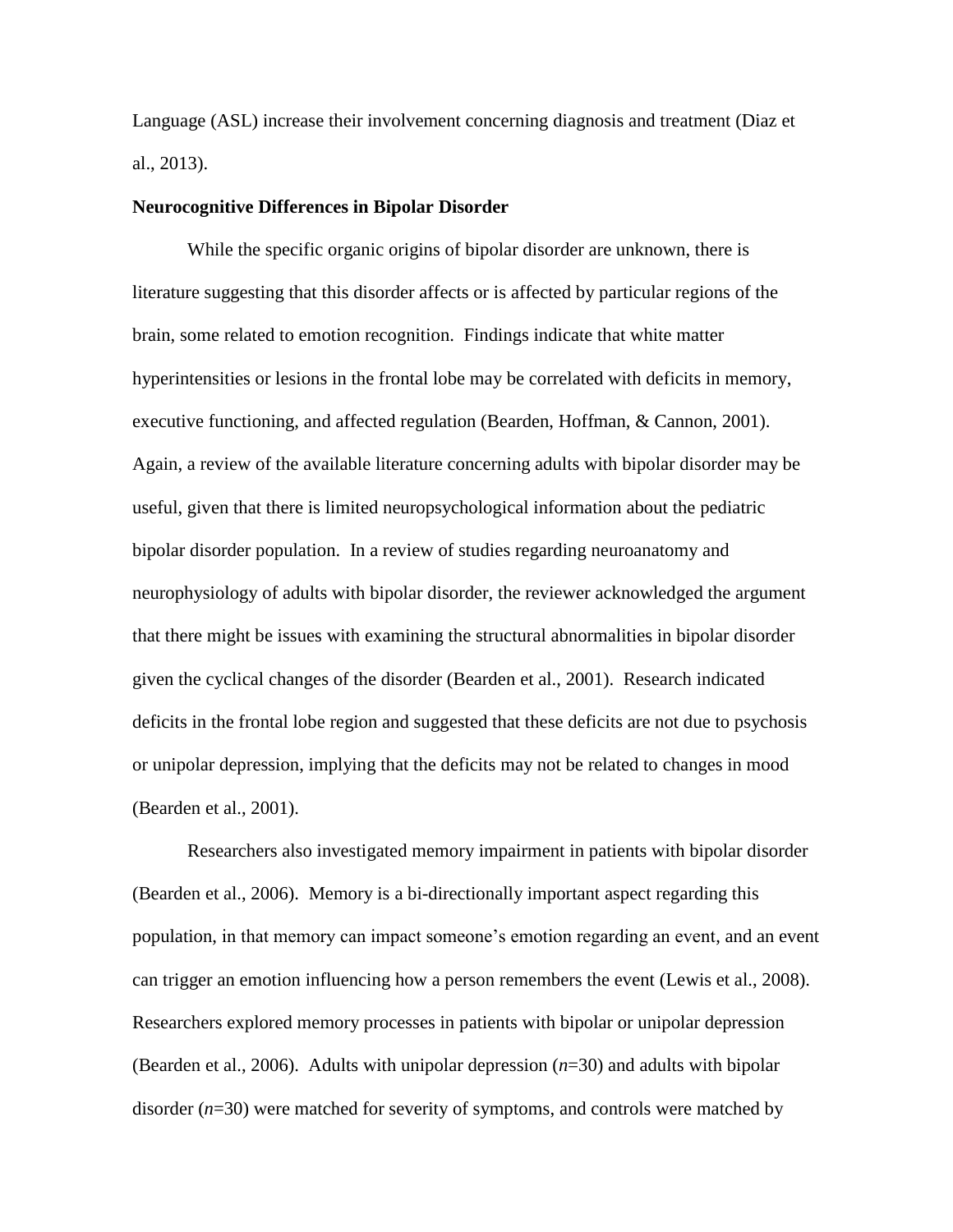Language (ASL) increase their involvement concerning diagnosis and treatment (Diaz et al., 2013).

**Neurocognitive Differences in Bipolar Disorder**

While the specific organic origins of bipolar disorder are unknown, there is literature suggesting that this disorder affects or is affected by particular regions of the brain, some related to emotion recognition. Findings indicate that white matter hyperintensities or lesions in the frontal lobe may be correlated with deficits in memory, executive functioning, and affected regulation (Bearden, Hoffman, & Cannon, 2001). Again, a review of the available literature concerning adults with bipolar disorder may be useful, given that there is limited neuropsychological information about the pediatric bipolar disorder population. In a review of studies regarding neuroanatomy and neurophysiology of adults with bipolar disorder, the reviewer acknowledged the argument that there might be issues with examining the structural abnormalities in bipolar disorder given the cyclical changes of the disorder (Bearden et al., 2001). Research indicated deficits in the frontal lobe region and suggested that these deficits are not due to psychosis or unipolar depression, implying that the deficits may not be related to changes in mood (Bearden et al., 2001).

Researchers also investigated memory impairment in patients with bipolar disorder (Bearden et al., 2006). Memory is a bi-directionally important aspect regarding this population, in that memory can impact someone's emotion regarding an event, and an event can trigger an emotion influencing how a person remembers the event (Lewis et al., 2008). Researchers explored memory processes in patients with bipolar or unipolar depression (Bearden et al., 2006). Adults with unipolar depression ($n$=30) and adults with bipolar disorder ($n$=30) were matched for severity of symptoms, and controls were matched by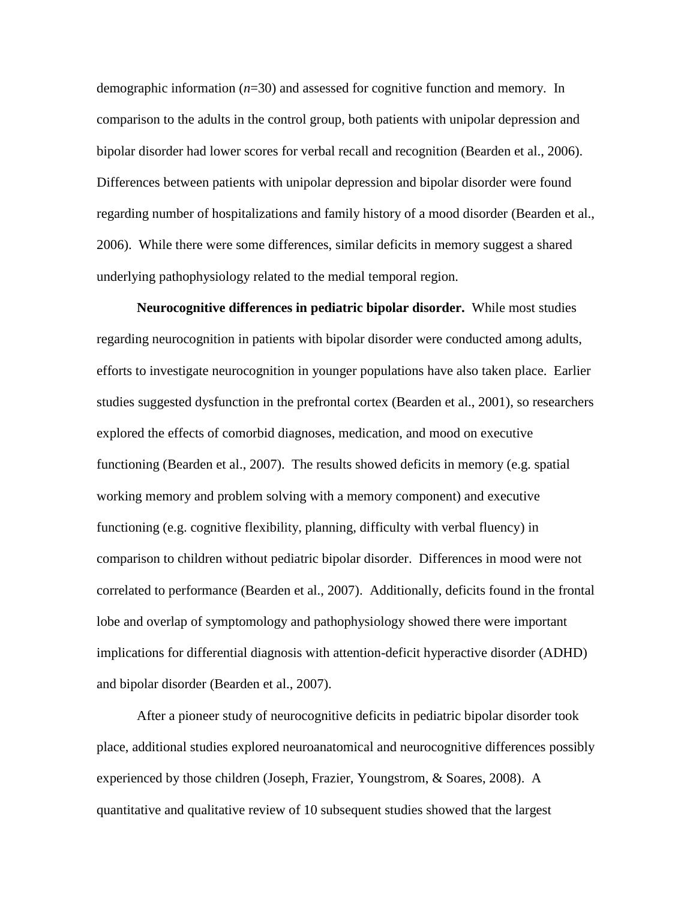demographic information (*n*=30) and assessed for cognitive function and memory. In comparison to the adults in the control group, both patients with unipolar depression and bipolar disorder had lower scores for verbal recall and recognition (Bearden et al., 2006). Differences between patients with unipolar depression and bipolar disorder were found regarding number of hospitalizations and family history of a mood disorder (Bearden et al., 2006). While there were some differences, similar deficits in memory suggest a shared underlying pathophysiology related to the medial temporal region.

**Neurocognitive differences in pediatric bipolar disorder.** While most studies regarding neurocognition in patients with bipolar disorder were conducted among adults, efforts to investigate neurocognition in younger populations have also taken place. Earlier studies suggested dysfunction in the prefrontal cortex (Bearden et al., 2001), so researchers explored the effects of comorbid diagnoses, medication, and mood on executive functioning (Bearden et al., 2007). The results showed deficits in memory (e.g. spatial working memory and problem solving with a memory component) and executive functioning (e.g. cognitive flexibility, planning, difficulty with verbal fluency) in comparison to children without pediatric bipolar disorder. Differences in mood were not correlated to performance (Bearden et al., 2007). Additionally, deficits found in the frontal lobe and overlap of symptomology and pathophysiology showed there were important implications for differential diagnosis with attention-deficit hyperactive disorder (ADHD) and bipolar disorder (Bearden et al., 2007).

After a pioneer study of neurocognitive deficits in pediatric bipolar disorder took place, additional studies explored neuroanatomical and neurocognitive differences possibly experienced by those children (Joseph, Frazier, Youngstrom, & Soares, 2008). A quantitative and qualitative review of 10 subsequent studies showed that the largest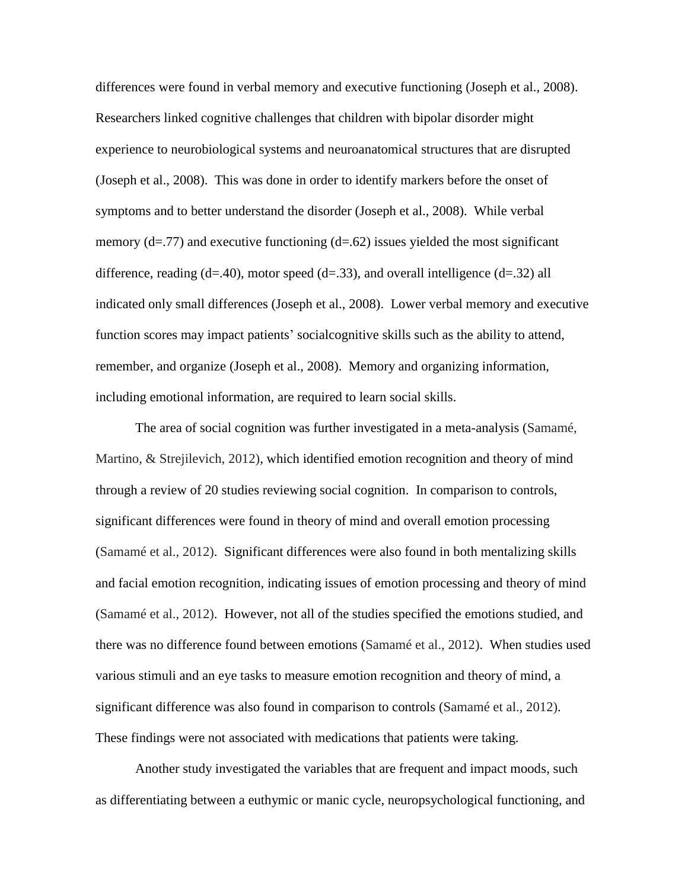differences were found in verbal memory and executive functioning (Joseph et al., 2008). Researchers linked cognitive challenges that children with bipolar disorder might experience to neurobiological systems and neuroanatomical structures that are disrupted (Joseph et al., 2008). This was done in order to identify markers before the onset of symptoms and to better understand the disorder (Joseph et al., 2008). While verbal memory ($d=.77$) and executive functioning ($d=.62$) issues yielded the most significant difference, reading ($d=.40$), motor speed ($d=.33$), and overall intelligence ($d=.32$) all indicated only small differences (Joseph et al., 2008). Lower verbal memory and executive function scores may impact patients' socialcognitive skills such as the ability to attend, remember, and organize (Joseph et al., 2008). Memory and organizing information, including emotional information, are required to learn social skills.

The area of social cognition was further investigated in a meta-analysis (Samamé, Martino, & Strejilevich, 2012), which identified emotion recognition and theory of mind through a review of 20 studies reviewing social cognition. In comparison to controls, significant differences were found in theory of mind and overall emotion processing (Samamé et al., 2012). Significant differences were also found in both mentalizing skills and facial emotion recognition, indicating issues of emotion processing and theory of mind (Samamé et al., 2012). However, not all of the studies specified the emotions studied, and there was no difference found between emotions (Samamé et al., 2012). When studies used various stimuli and an eye tasks to measure emotion recognition and theory of mind, a significant difference was also found in comparison to controls (Samamé et al., 2012). These findings were not associated with medications that patients were taking.

Another study investigated the variables that are frequent and impact moods, such as differentiating between a euthymic or manic cycle, neuropsychological functioning, and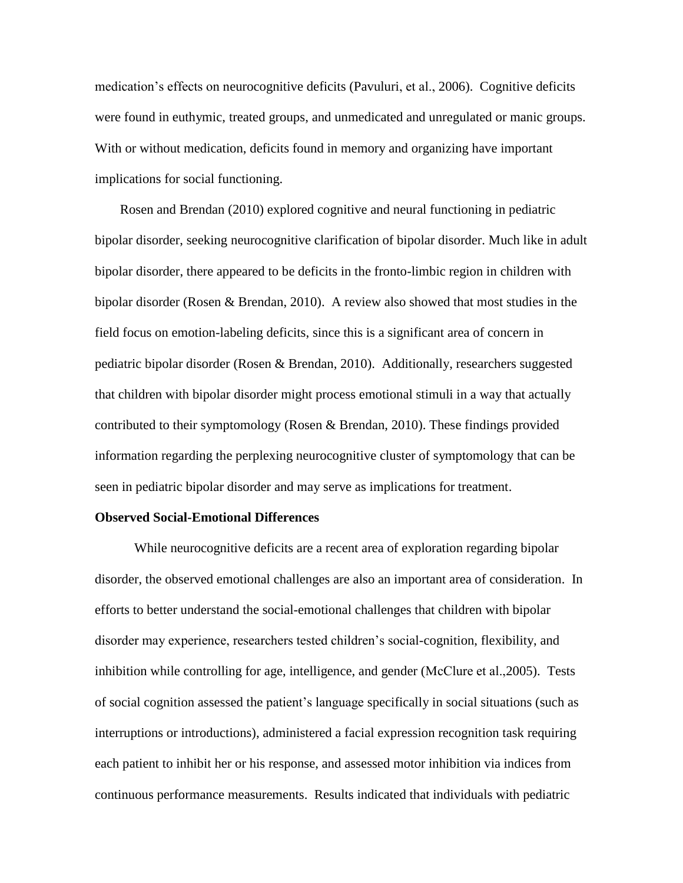medication's effects on neurocognitive deficits (Pavuluri, et al., 2006). Cognitive deficits were found in euthymic, treated groups, and unmedicated and unregulated or manic groups. With or without medication, deficits found in memory and organizing have important implications for social functioning.

Rosen and Brendan (2010) explored cognitive and neural functioning in pediatric bipolar disorder, seeking neurocognitive clarification of bipolar disorder. Much like in adult bipolar disorder, there appeared to be deficits in the fronto-limbic region in children with bipolar disorder (Rosen & Brendan, 2010). A review also showed that most studies in the field focus on emotion-labeling deficits, since this is a significant area of concern in pediatric bipolar disorder (Rosen & Brendan, 2010). Additionally, researchers suggested that children with bipolar disorder might process emotional stimuli in a way that actually contributed to their symptomology (Rosen & Brendan, 2010). These findings provided information regarding the perplexing neurocognitive cluster of symptomology that can be seen in pediatric bipolar disorder and may serve as implications for treatment.

**Observed Social-Emotional Differences**

While neurocognitive deficits are a recent area of exploration regarding bipolar disorder, the observed emotional challenges are also an important area of consideration. In efforts to better understand the social-emotional challenges that children with bipolar disorder may experience, researchers tested children's social-cognition, flexibility, and inhibition while controlling for age, intelligence, and gender (McClure et al.,2005). Tests of social cognition assessed the patient's language specifically in social situations (such as interruptions or introductions), administered a facial expression recognition task requiring each patient to inhibit her or his response, and assessed motor inhibition via indices from continuous performance measurements. Results indicated that individuals with pediatric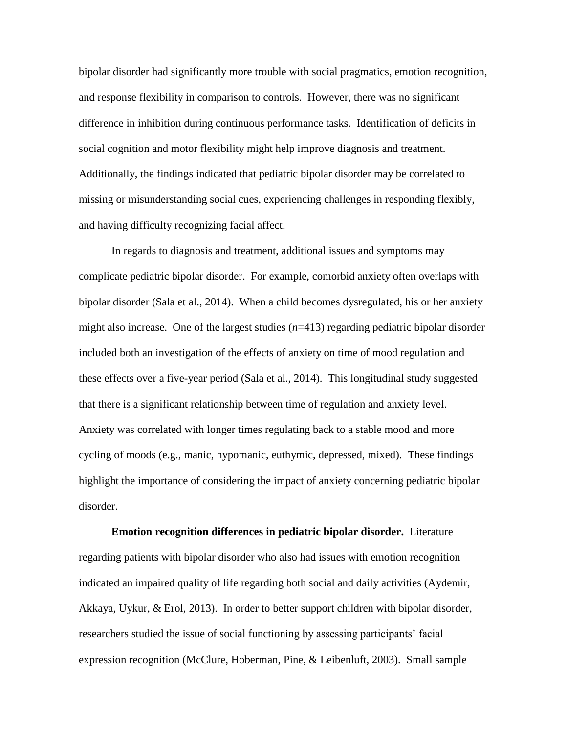bipolar disorder had significantly more trouble with social pragmatics, emotion recognition, and response flexibility in comparison to controls. However, there was no significant difference in inhibition during continuous performance tasks. Identification of deficits in social cognition and motor flexibility might help improve diagnosis and treatment. Additionally, the findings indicated that pediatric bipolar disorder may be correlated to missing or misunderstanding social cues, experiencing challenges in responding flexibly, and having difficulty recognizing facial affect.

In regards to diagnosis and treatment, additional issues and symptoms may complicate pediatric bipolar disorder. For example, comorbid anxiety often overlaps with bipolar disorder (Sala et al., 2014). When a child becomes dysregulated, his or her anxiety might also increase. One of the largest studies ($n$=413) regarding pediatric bipolar disorder included both an investigation of the effects of anxiety on time of mood regulation and these effects over a five-year period (Sala et al., 2014). This longitudinal study suggested that there is a significant relationship between time of regulation and anxiety level. Anxiety was correlated with longer times regulating back to a stable mood and more cycling of moods (e.g., manic, hypomanic, euthymic, depressed, mixed). These findings highlight the importance of considering the impact of anxiety concerning pediatric bipolar disorder.

**Emotion recognition differences in pediatric bipolar disorder.** Literature regarding patients with bipolar disorder who also had issues with emotion recognition indicated an impaired quality of life regarding both social and daily activities (Aydemir, Akkaya, Uykur, & Erol, 2013). In order to better support children with bipolar disorder, researchers studied the issue of social functioning by assessing participants' facial expression recognition (McClure, Hoberman, Pine, & Leibenluft, 2003). Small sample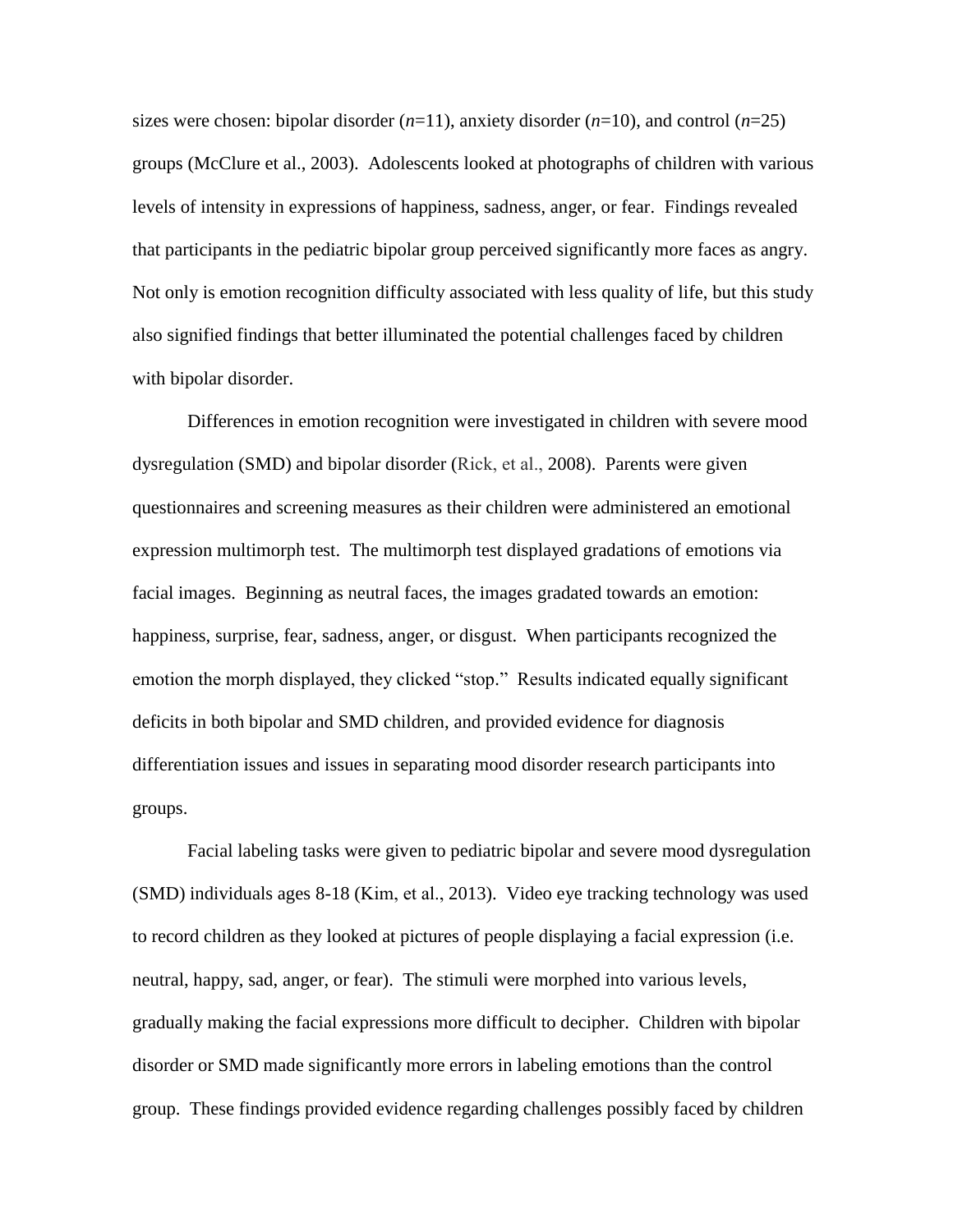sizes were chosen: bipolar disorder (*n*=11), anxiety disorder (*n*=10), and control (*n*=25) groups (McClure et al., 2003). Adolescents looked at photographs of children with various levels of intensity in expressions of happiness, sadness, anger, or fear. Findings revealed that participants in the pediatric bipolar group perceived significantly more faces as angry. Not only is emotion recognition difficulty associated with less quality of life, but this study also signified findings that better illuminated the potential challenges faced by children with bipolar disorder.

Differences in emotion recognition were investigated in children with severe mood dysregulation (SMD) and bipolar disorder (Rick, et al., 2008). Parents were given questionnaires and screening measures as their children were administered an emotional expression multimorph test. The multimorph test displayed gradations of emotions via facial images. Beginning as neutral faces, the images gradated towards an emotion: happiness, surprise, fear, sadness, anger, or disgust. When participants recognized the emotion the morph displayed, they clicked "stop." Results indicated equally significant deficits in both bipolar and SMD children, and provided evidence for diagnosis differentiation issues and issues in separating mood disorder research participants into groups.

Facial labeling tasks were given to pediatric bipolar and severe mood dysregulation (SMD) individuals ages 8-18 (Kim, et al., 2013). Video eye tracking technology was used to record children as they looked at pictures of people displaying a facial expression (i.e. neutral, happy, sad, anger, or fear). The stimuli were morphed into various levels, gradually making the facial expressions more difficult to decipher. Children with bipolar disorder or SMD made significantly more errors in labeling emotions than the control group. These findings provided evidence regarding challenges possibly faced by children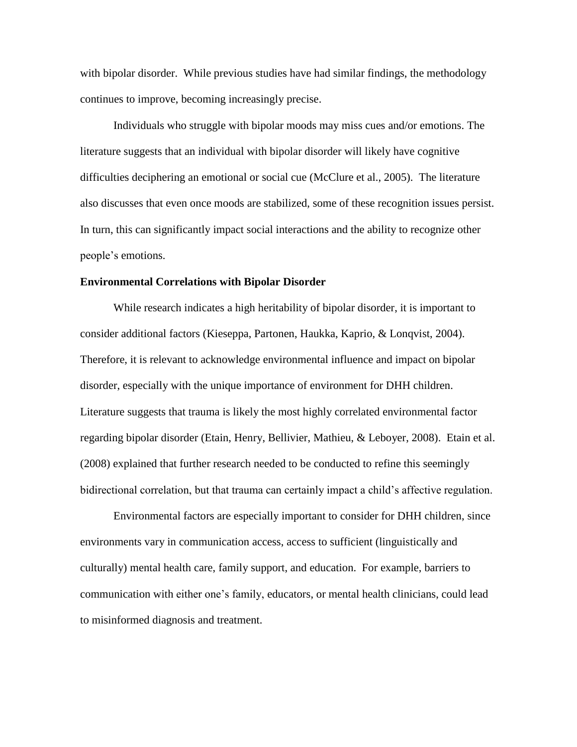with bipolar disorder. While previous studies have had similar findings, the methodology continues to improve, becoming increasingly precise.

Individuals who struggle with bipolar moods may miss cues and/or emotions. The literature suggests that an individual with bipolar disorder will likely have cognitive difficulties deciphering an emotional or social cue (McClure et al., 2005). The literature also discusses that even once moods are stabilized, some of these recognition issues persist. In turn, this can significantly impact social interactions and the ability to recognize other people's emotions.

**Environmental Correlations with Bipolar Disorder**

While research indicates a high heritability of bipolar disorder, it is important to consider additional factors (Kieseppa, Partonen, Haukka, Kaprio, & Lonqvist, 2004). Therefore, it is relevant to acknowledge environmental influence and impact on bipolar disorder, especially with the unique importance of environment for DHH children. Literature suggests that trauma is likely the most highly correlated environmental factor regarding bipolar disorder (Etain, Henry, Bellivier, Mathieu, & Leboyer, 2008). Etain et al. (2008) explained that further research needed to be conducted to refine this seemingly bidirectional correlation, but that trauma can certainly impact a child's affective regulation.

Environmental factors are especially important to consider for DHH children, since environments vary in communication access, access to sufficient (linguistically and culturally) mental health care, family support, and education. For example, barriers to communication with either one's family, educators, or mental health clinicians, could lead to misinformed diagnosis and treatment.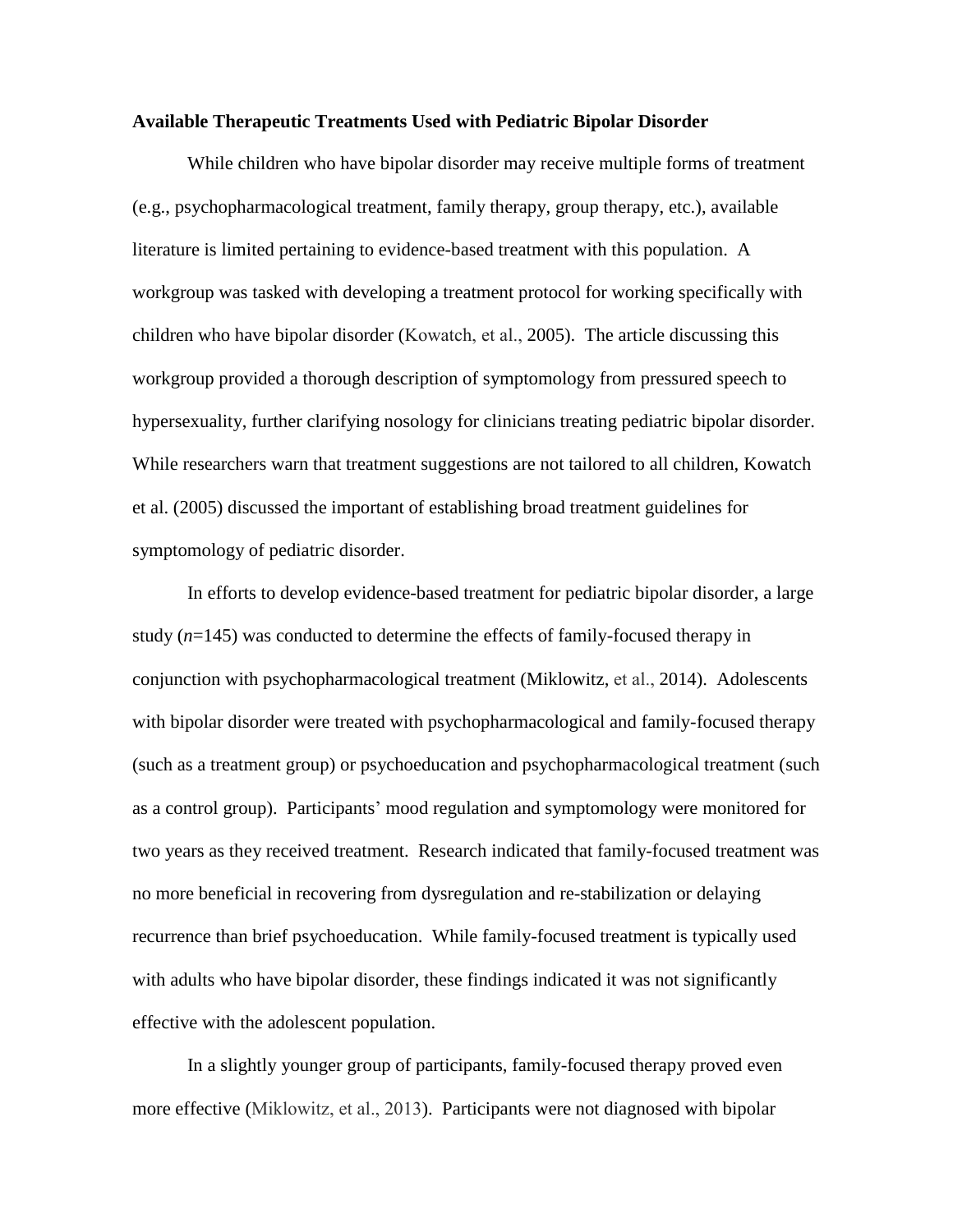**Available Therapeutic Treatments Used with Pediatric Bipolar Disorder**

While children who have bipolar disorder may receive multiple forms of treatment (e.g., psychopharmacological treatment, family therapy, group therapy, etc.), available literature is limited pertaining to evidence-based treatment with this population. A workgroup was tasked with developing a treatment protocol for working specifically with children who have bipolar disorder (Kowatch, et al., 2005). The article discussing this workgroup provided a thorough description of symptomology from pressured speech to hypersexuality, further clarifying nosology for clinicians treating pediatric bipolar disorder. While researchers warn that treatment suggestions are not tailored to all children, Kowatch et al. (2005) discussed the important of establishing broad treatment guidelines for symptomology of pediatric disorder.

In efforts to develop evidence-based treatment for pediatric bipolar disorder, a large study ($n$=145) was conducted to determine the effects of family-focused therapy in conjunction with psychopharmacological treatment (Miklowitz, et al., 2014). Adolescents with bipolar disorder were treated with psychopharmacological and family-focused therapy (such as a treatment group) or psychoeducation and psychopharmacological treatment (such as a control group). Participants' mood regulation and symptomology were monitored for two years as they received treatment. Research indicated that family-focused treatment was no more beneficial in recovering from dysregulation and re-stabilization or delaying recurrence than brief psychoeducation. While family-focused treatment is typically used with adults who have bipolar disorder, these findings indicated it was not significantly effective with the adolescent population.

In a slightly younger group of participants, family-focused therapy proved even more effective (Miklowitz, et al., 2013). Participants were not diagnosed with bipolar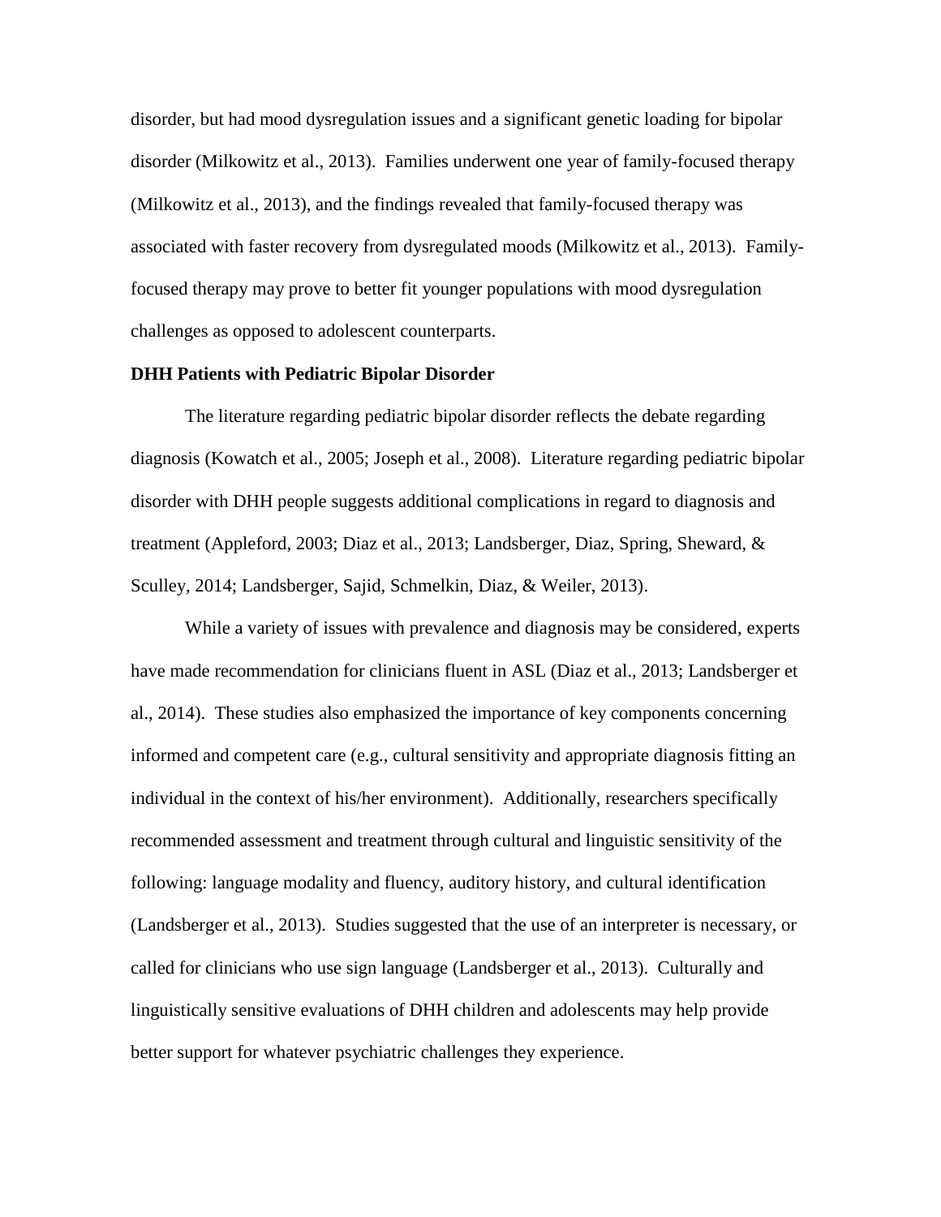disorder, but had mood dysregulation issues and a significant genetic loading for bipolar disorder (Milkowitz et al., 2013). Families underwent one year of family-focused therapy (Milkowitz et al., 2013), and the findings revealed that family-focused therapy was associated with faster recovery from dysregulated moods (Milkowitz et al., 2013). Family-focused therapy may prove to better fit younger populations with mood dysregulation challenges as opposed to adolescent counterparts.

**DHH Patients with Pediatric Bipolar Disorder**

The literature regarding pediatric bipolar disorder reflects the debate regarding diagnosis (Kowatch et al., 2005; Joseph et al., 2008). Literature regarding pediatric bipolar disorder with DHH people suggests additional complications in regard to diagnosis and treatment (Appleford, 2003; Diaz et al., 2013; Landsberger, Diaz, Spring, Sheward, & Sculley, 2014; Landsberger, Sajid, Schmelkin, Diaz, & Weiler, 2013).

While a variety of issues with prevalence and diagnosis may be considered, experts have made recommendation for clinicians fluent in ASL (Diaz et al., 2013; Landsberger et al., 2014). These studies also emphasized the importance of key components concerning informed and competent care (e.g., cultural sensitivity and appropriate diagnosis fitting an individual in the context of his/her environment). Additionally, researchers specifically recommended assessment and treatment through cultural and linguistic sensitivity of the following: language modality and fluency, auditory history, and cultural identification (Landsberger et al., 2013). Studies suggested that the use of an interpreter is necessary, or called for clinicians who use sign language (Landsberger et al., 2013). Culturally and linguistically sensitive evaluations of DHH children and adolescents may help provide better support for whatever psychiatric challenges they experience.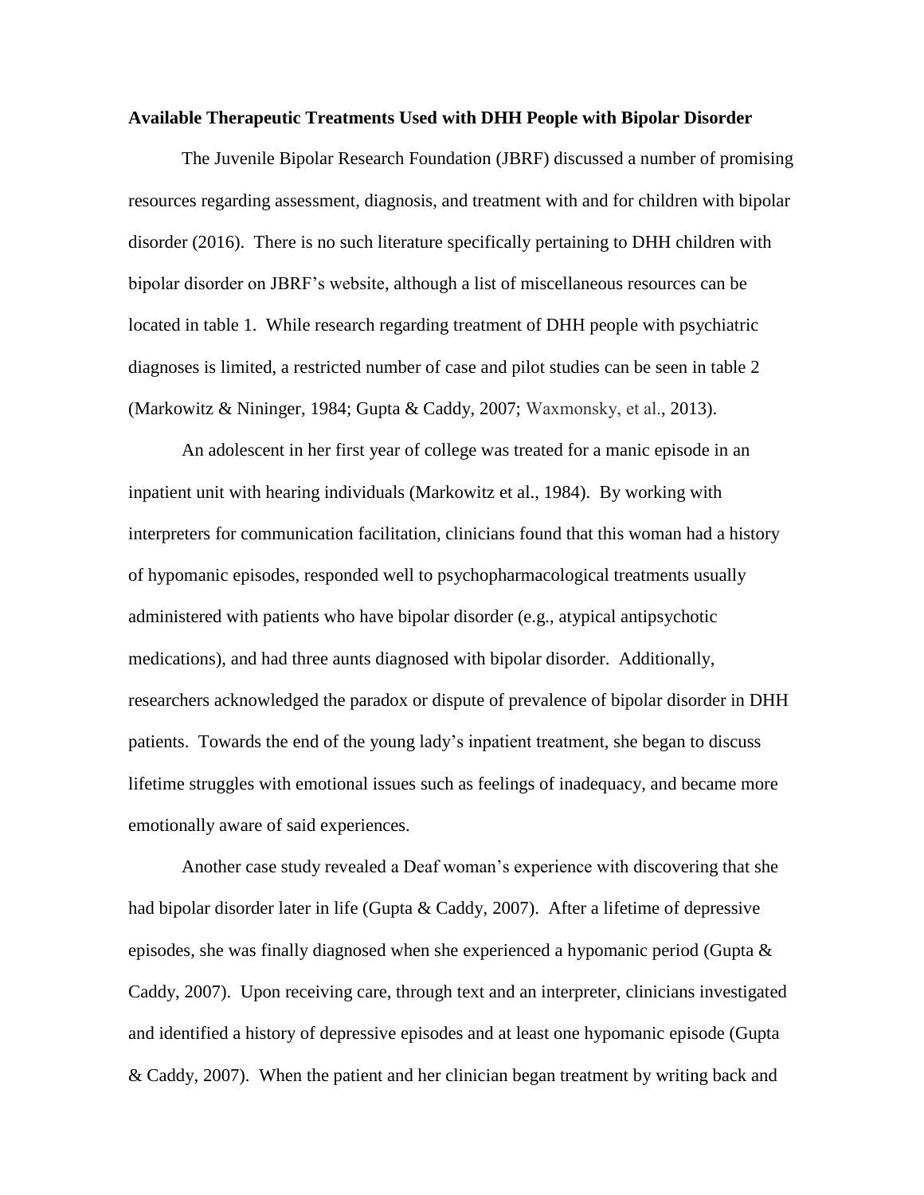**Available Therapeutic Treatments Used with DHH People with Bipolar Disorder**

The Juvenile Bipolar Research Foundation (JBRF) discussed a number of promising resources regarding assessment, diagnosis, and treatment with and for children with bipolar disorder (2016). There is no such literature specifically pertaining to DHH children with bipolar disorder on JBRF's website, although a list of miscellaneous resources can be located in table 1. While research regarding treatment of DHH people with psychiatric diagnoses is limited, a restricted number of case and pilot studies can be seen in table 2 (Markowitz & Nininger, 1984; Gupta & Caddy, 2007; Waxmonsky, et al., 2013).

An adolescent in her first year of college was treated for a manic episode in an inpatient unit with hearing individuals (Markowitz et al., 1984). By working with interpreters for communication facilitation, clinicians found that this woman had a history of hypomanic episodes, responded well to psychopharmacological treatments usually administered with patients who have bipolar disorder (e.g., atypical antipsychotic medications), and had three aunts diagnosed with bipolar disorder. Additionally, researchers acknowledged the paradox or dispute of prevalence of bipolar disorder in DHH patients. Towards the end of the young lady's inpatient treatment, she began to discuss lifetime struggles with emotional issues such as feelings of inadequacy, and became more emotionally aware of said experiences.

Another case study revealed a Deaf woman's experience with discovering that she had bipolar disorder later in life (Gupta & Caddy, 2007). After a lifetime of depressive episodes, she was finally diagnosed when she experienced a hypomanic period (Gupta & Caddy, 2007). Upon receiving care, through text and an interpreter, clinicians investigated and identified a history of depressive episodes and at least one hypomanic episode (Gupta & Caddy, 2007). When the patient and her clinician began treatment by writing back and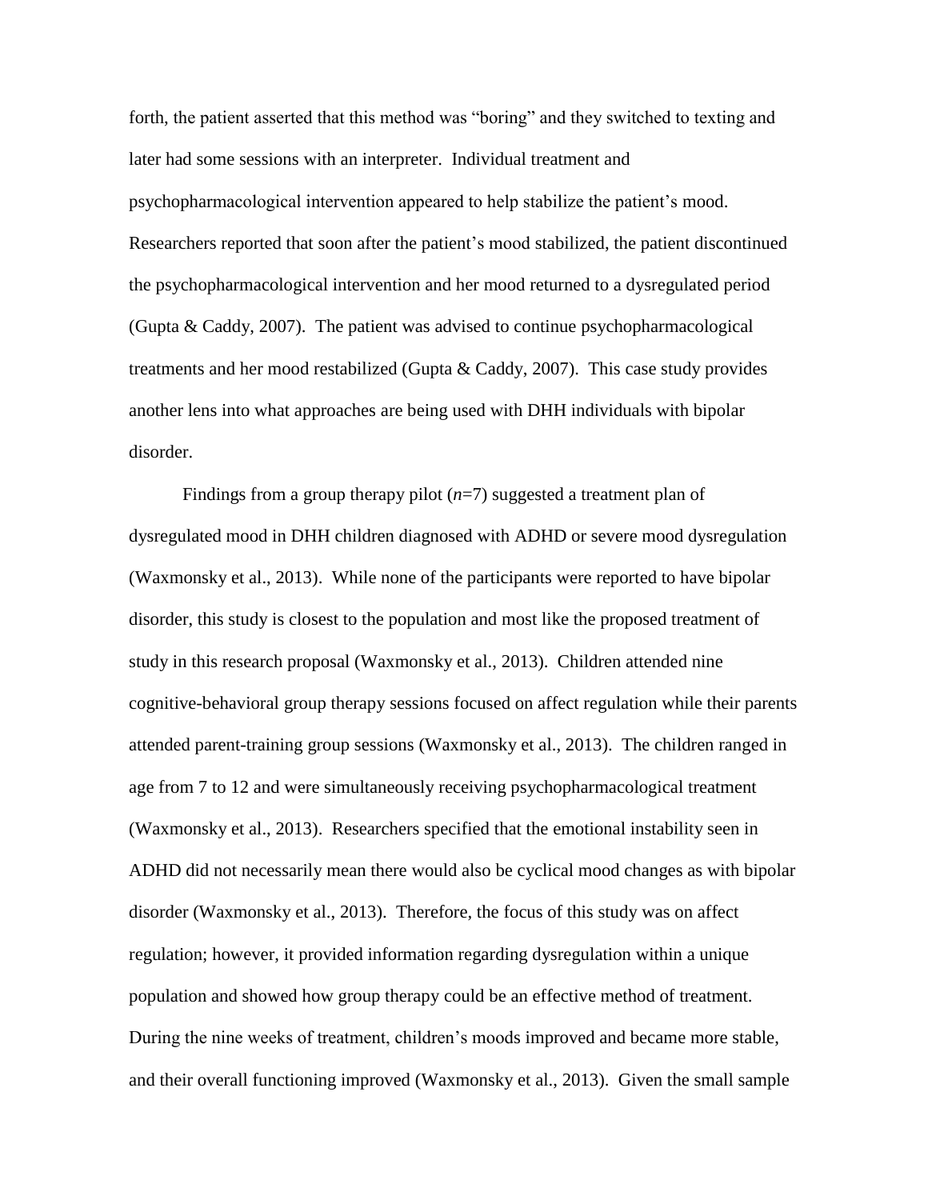forth, the patient asserted that this method was "boring" and they switched to texting and later had some sessions with an interpreter. Individual treatment and psychopharmacological intervention appeared to help stabilize the patient's mood. Researchers reported that soon after the patient's mood stabilized, the patient discontinued the psychopharmacological intervention and her mood returned to a dysregulated period (Gupta & Caddy, 2007). The patient was advised to continue psychopharmacological treatments and her mood restabilized (Gupta & Caddy, 2007). This case study provides another lens into what approaches are being used with DHH individuals with bipolar disorder.

Findings from a group therapy pilot (*n*=7) suggested a treatment plan of dysregulated mood in DHH children diagnosed with ADHD or severe mood dysregulation (Waxmonsky et al., 2013). While none of the participants were reported to have bipolar disorder, this study is closest to the population and most like the proposed treatment of study in this research proposal (Waxmonsky et al., 2013). Children attended nine cognitive-behavioral group therapy sessions focused on affect regulation while their parents attended parent-training group sessions (Waxmonsky et al., 2013). The children ranged in age from 7 to 12 and were simultaneously receiving psychopharmacological treatment (Waxmonsky et al., 2013). Researchers specified that the emotional instability seen in ADHD did not necessarily mean there would also be cyclical mood changes as with bipolar disorder (Waxmonsky et al., 2013). Therefore, the focus of this study was on affect regulation; however, it provided information regarding dysregulation within a unique population and showed how group therapy could be an effective method of treatment. During the nine weeks of treatment, children's moods improved and became more stable, and their overall functioning improved (Waxmonsky et al., 2013). Given the small sample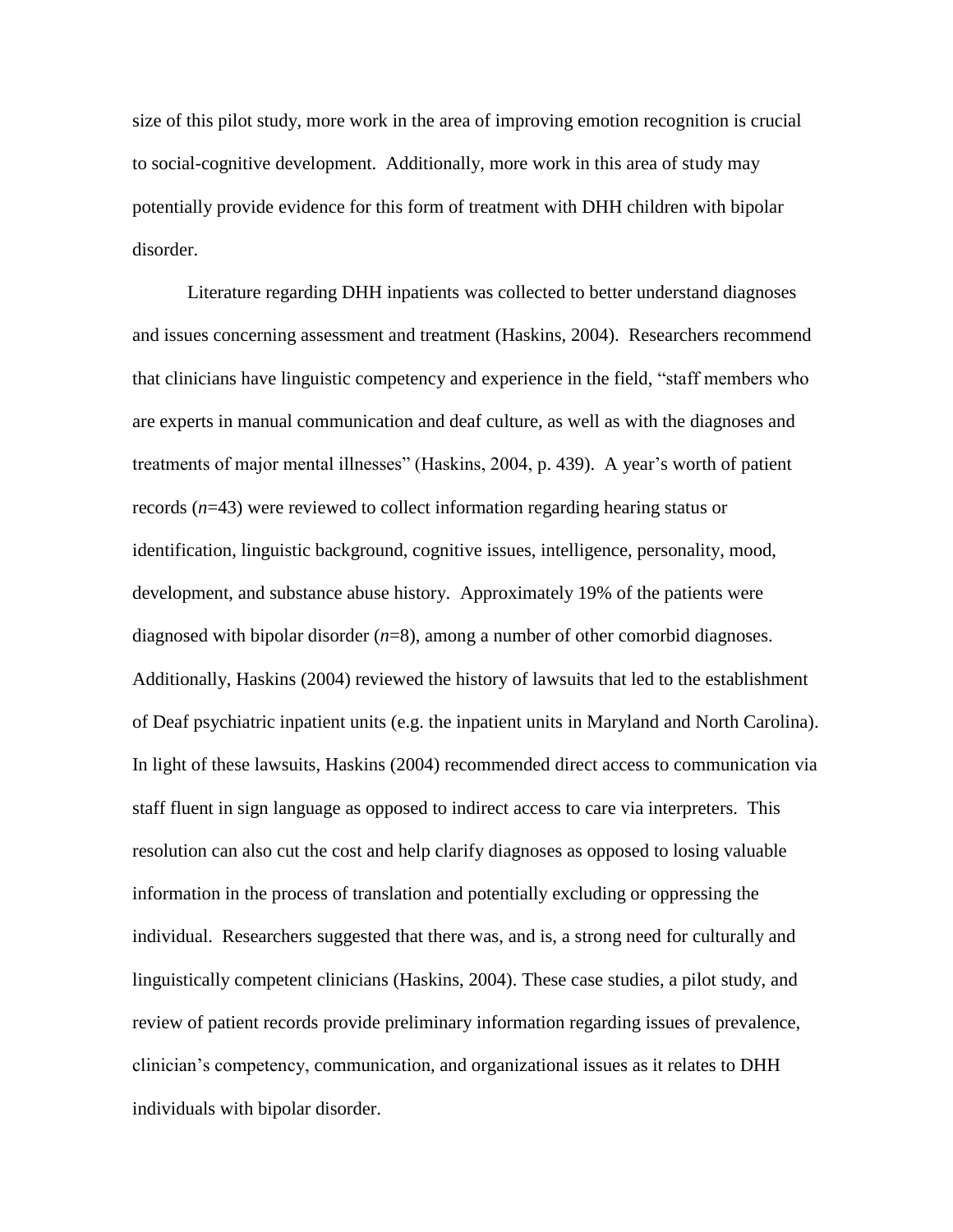size of this pilot study, more work in the area of improving emotion recognition is crucial to social-cognitive development. Additionally, more work in this area of study may potentially provide evidence for this form of treatment with DHH children with bipolar disorder.

Literature regarding DHH inpatients was collected to better understand diagnoses and issues concerning assessment and treatment (Haskins, 2004). Researchers recommend that clinicians have linguistic competency and experience in the field, "staff members who are experts in manual communication and deaf culture, as well as with the diagnoses and treatments of major mental illnesses" (Haskins, 2004, p. 439). A year's worth of patient records (*n*=43) were reviewed to collect information regarding hearing status or identification, linguistic background, cognitive issues, intelligence, personality, mood, development, and substance abuse history. Approximately 19% of the patients were diagnosed with bipolar disorder (*n*=8), among a number of other comorbid diagnoses. Additionally, Haskins (2004) reviewed the history of lawsuits that led to the establishment of Deaf psychiatric inpatient units (e.g. the inpatient units in Maryland and North Carolina). In light of these lawsuits, Haskins (2004) recommended direct access to communication via staff fluent in sign language as opposed to indirect access to care via interpreters. This resolution can also cut the cost and help clarify diagnoses as opposed to losing valuable information in the process of translation and potentially excluding or oppressing the individual. Researchers suggested that there was, and is, a strong need for culturally and linguistically competent clinicians (Haskins, 2004). These case studies, a pilot study, and review of patient records provide preliminary information regarding issues of prevalence, clinician's competency, communication, and organizational issues as it relates to DHH individuals with bipolar disorder.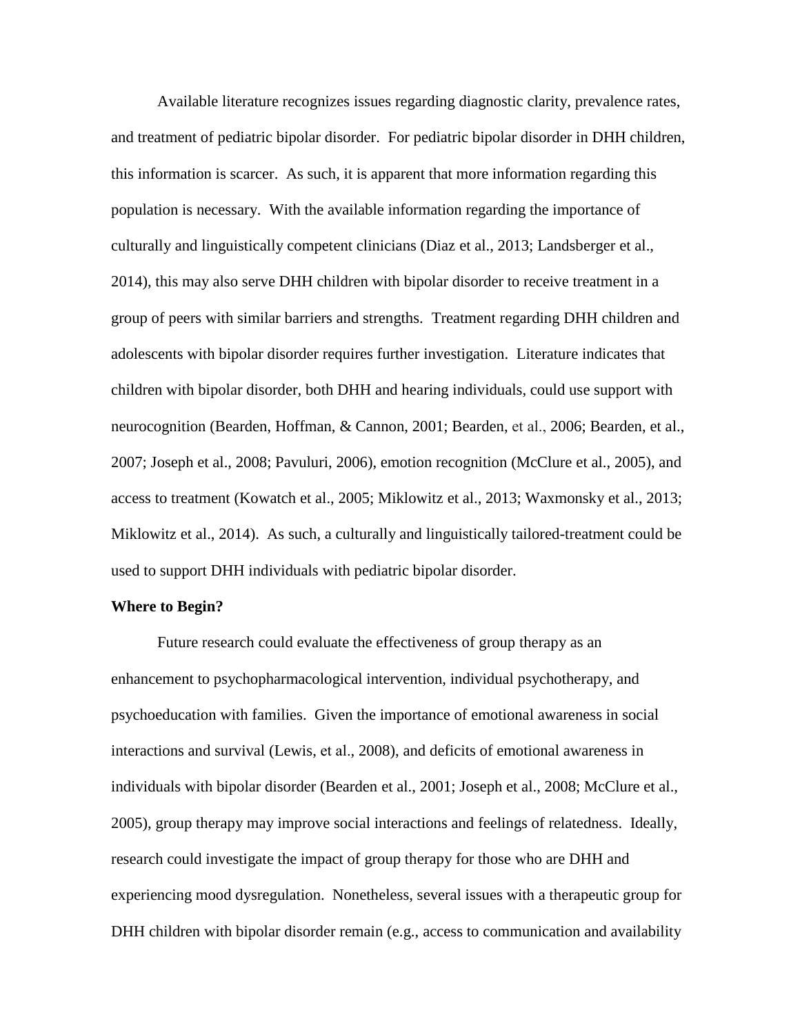Available literature recognizes issues regarding diagnostic clarity, prevalence rates, and treatment of pediatric bipolar disorder. For pediatric bipolar disorder in DHH children, this information is scarcer. As such, it is apparent that more information regarding this population is necessary. With the available information regarding the importance of culturally and linguistically competent clinicians (Diaz et al., 2013; Landsberger et al., 2014), this may also serve DHH children with bipolar disorder to receive treatment in a group of peers with similar barriers and strengths. Treatment regarding DHH children and adolescents with bipolar disorder requires further investigation. Literature indicates that children with bipolar disorder, both DHH and hearing individuals, could use support with neurocognition (Bearden, Hoffman, & Cannon, 2001; Bearden, et al., 2006; Bearden, et al., 2007; Joseph et al., 2008; Pavuluri, 2006), emotion recognition (McClure et al., 2005), and access to treatment (Kowatch et al., 2005; Miklowitz et al., 2013; Waxmonsky et al., 2013; Miklowitz et al., 2014). As such, a culturally and linguistically tailored-treatment could be used to support DHH individuals with pediatric bipolar disorder.

**Where to Begin?**

Future research could evaluate the effectiveness of group therapy as an enhancement to psychopharmacological intervention, individual psychotherapy, and psychoeducation with families. Given the importance of emotional awareness in social interactions and survival (Lewis, et al., 2008), and deficits of emotional awareness in individuals with bipolar disorder (Bearden et al., 2001; Joseph et al., 2008; McClure et al., 2005), group therapy may improve social interactions and feelings of relatedness. Ideally, research could investigate the impact of group therapy for those who are DHH and experiencing mood dysregulation. Nonetheless, several issues with a therapeutic group for DHH children with bipolar disorder remain (e.g., access to communication and availability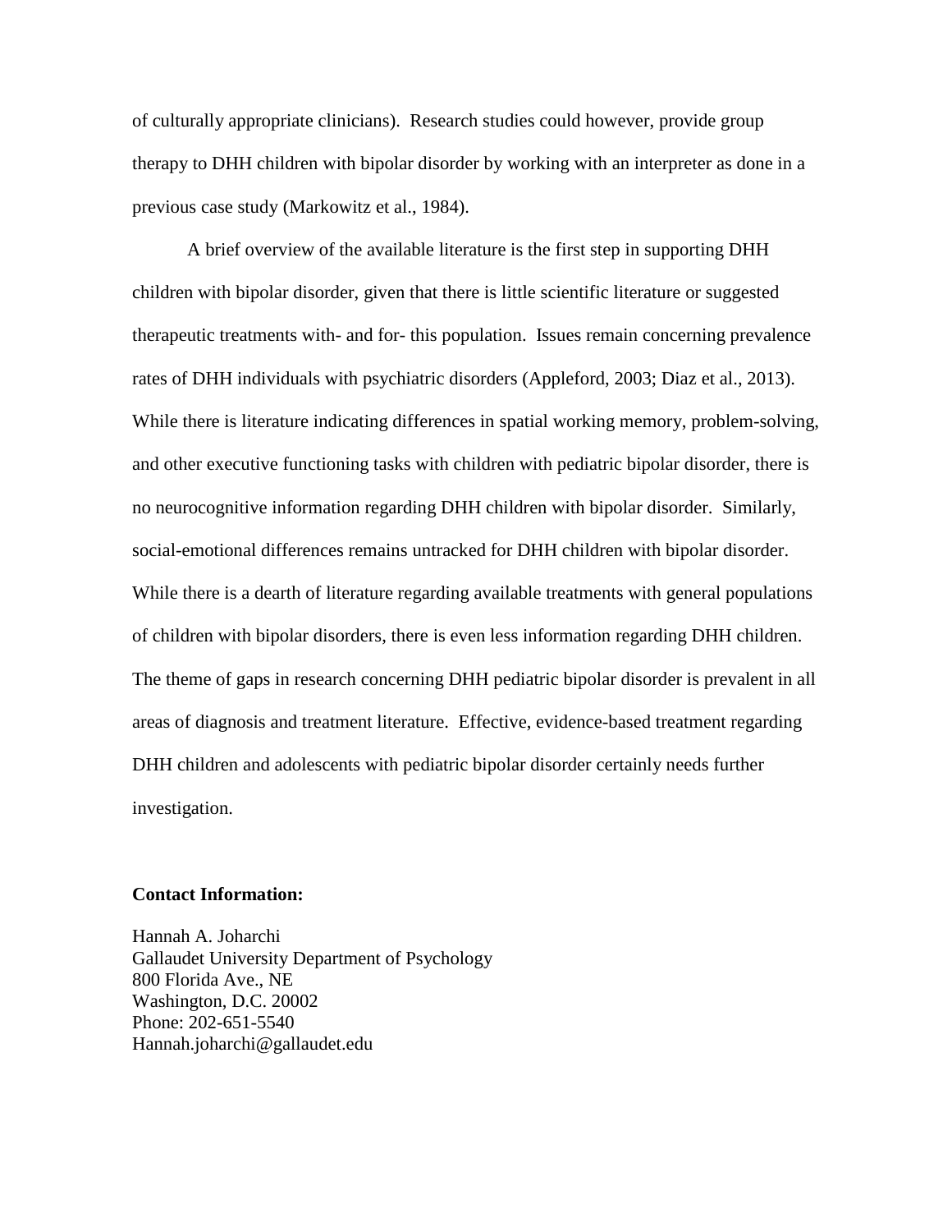of culturally appropriate clinicians). Research studies could however, provide group therapy to DHH children with bipolar disorder by working with an interpreter as done in a previous case study (Markowitz et al., 1984).

A brief overview of the available literature is the first step in supporting DHH children with bipolar disorder, given that there is little scientific literature or suggested therapeutic treatments with- and for- this population. Issues remain concerning prevalence rates of DHH individuals with psychiatric disorders (Appleford, 2003; Diaz et al., 2013). While there is literature indicating differences in spatial working memory, problem-solving, and other executive functioning tasks with children with pediatric bipolar disorder, there is no neurocognitive information regarding DHH children with bipolar disorder. Similarly, social-emotional differences remains untracked for DHH children with bipolar disorder. While there is a dearth of literature regarding available treatments with general populations of children with bipolar disorders, there is even less information regarding DHH children. The theme of gaps in research concerning DHH pediatric bipolar disorder is prevalent in all areas of diagnosis and treatment literature. Effective, evidence-based treatment regarding DHH children and adolescents with pediatric bipolar disorder certainly needs further investigation.

**Contact Information:**

Hannah A. Joharchi
Gallaudet University Department of Psychology
800 Florida Ave., NE
Washington, D.C. 20002
Phone: 202-651-5540
Hannah.joharchi@gallaudet.edu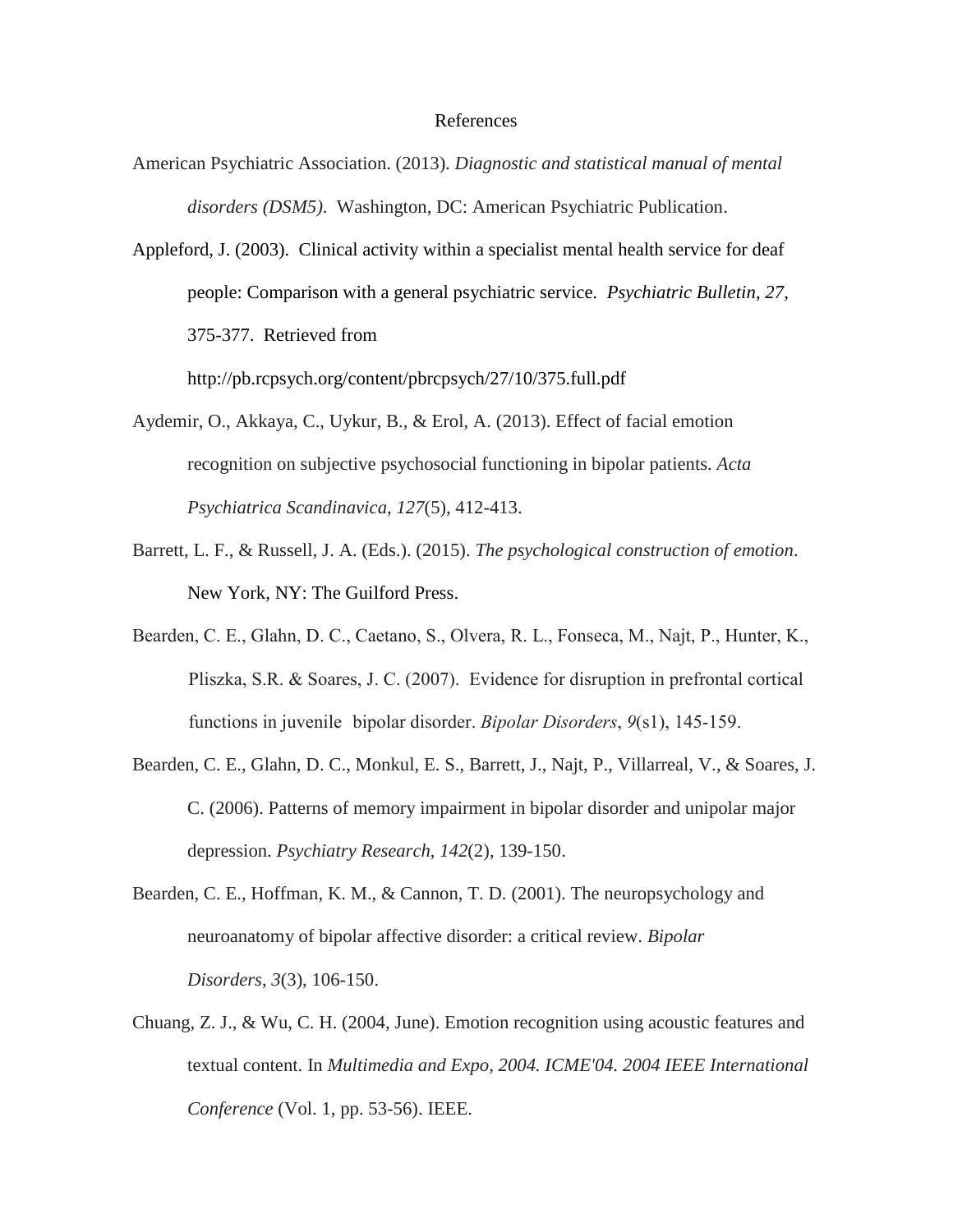# References

American Psychiatric Association. (2013). *Diagnostic and statistical manual of mental disorders (DSM5)*. Washington, DC: American Psychiatric Publication.

Appleford, J. (2003). Clinical activity within a specialist mental health service for deaf people: Comparison with a general psychiatric service. *Psychiatric Bulletin, 27*, 375-377. Retrieved from http://pb.rcpsych.org/content/pbrcpsych/27/10/375.full.pdf

Aydemir, O., Akkaya, C., Uykur, B., & Erol, A. (2013). Effect of facial emotion recognition on subjective psychosocial functioning in bipolar patients. *Acta Psychiatrica Scandinavica*, *127*(5), 412-413.

Barrett, L. F., & Russell, J. A. (Eds.). (2015). *The psychological construction of emotion*. New York, NY: The Guilford Press.

Bearden, C. E., Glahn, D. C., Caetano, S., Olvera, R. L., Fonseca, M., Najt, P., Hunter, K., Pliszka, S.R. & Soares, J. C. (2007). Evidence for disruption in prefrontal cortical functions in juvenile bipolar disorder. *Bipolar Disorders*, *9*(s1), 145-159.

Bearden, C. E., Glahn, D. C., Monkul, E. S., Barrett, J., Najt, P., Villarreal, V., & Soares, J. C. (2006). Patterns of memory impairment in bipolar disorder and unipolar major depression. *Psychiatry Research*, *142*(2), 139-150.

Bearden, C. E., Hoffman, K. M., & Cannon, T. D. (2001). The neuropsychology and neuroanatomy of bipolar affective disorder: a critical review. *Bipolar Disorders*, *3*(3), 106-150.

Chuang, Z. J., & Wu, C. H. (2004, June). Emotion recognition using acoustic features and textual content. In *Multimedia and Expo, 2004. ICME'04. 2004 IEEE International Conference* (Vol. 1, pp. 53-56). IEEE.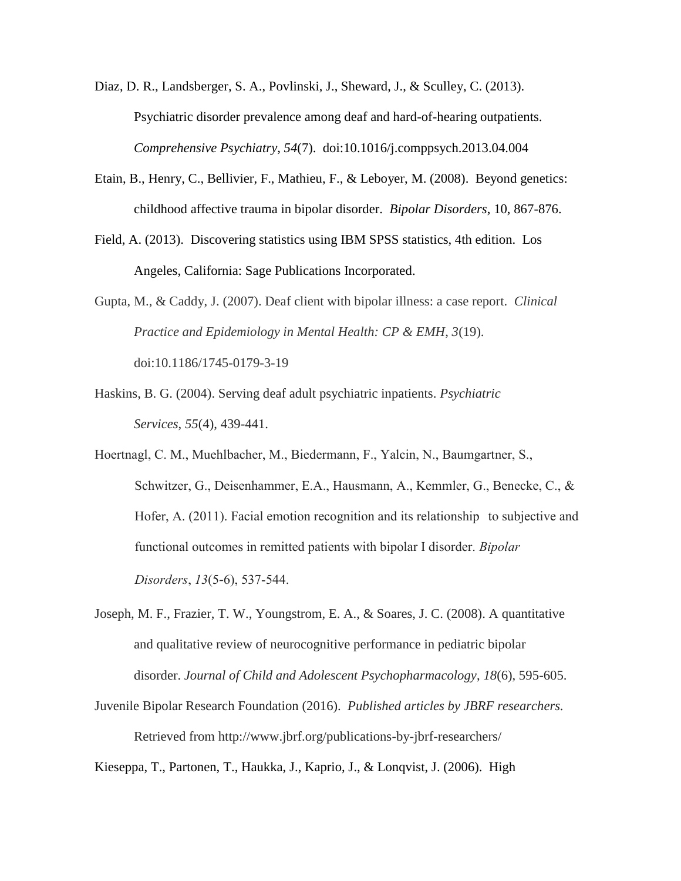Diaz, D. R., Landsberger, S. A., Povlinski, J., Sheward, J., & Sculley, C. (2013). Psychiatric disorder prevalence among deaf and hard-of-hearing outpatients. *Comprehensive Psychiatry*, *54*(7). doi:10.1016/j.comppsych.2013.04.004

Etain, B., Henry, C., Bellivier, F., Mathieu, F., & Leboyer, M. (2008). Beyond genetics: childhood affective trauma in bipolar disorder. *Bipolar Disorders*, 10, 867-876.

Field, A. (2013). Discovering statistics using IBM SPSS statistics, 4th edition. Los Angeles, California: Sage Publications Incorporated.

Gupta, M., & Caddy, J. (2007). Deaf client with bipolar illness: a case report. *Clinical Practice and Epidemiology in Mental Health: CP & EMH*, *3*(19). doi:10.1186/1745-0179-3-19

Haskins, B. G. (2004). Serving deaf adult psychiatric inpatients. *Psychiatric Services*, *55*(4), 439-441.

Hoertnagl, C. M., Muehlbacher, M., Biedermann, F., Yalcin, N., Baumgartner, S., Schwitzer, G., Deisenhammer, E.A., Hausmann, A., Kemmler, G., Benecke, C., & Hofer, A. (2011). Facial emotion recognition and its relationship to subjective and functional outcomes in remitted patients with bipolar I disorder. *Bipolar Disorders*, *13*(5-6), 537-544.

Joseph, M. F., Frazier, T. W., Youngstrom, E. A., & Soares, J. C. (2008). A quantitative and qualitative review of neurocognitive performance in pediatric bipolar disorder. *Journal of Child and Adolescent Psychopharmacology*, *18*(6), 595-605.

Juvenile Bipolar Research Foundation (2016). *Published articles by JBRF researchers.* Retrieved from http://www.jbrf.org/publications-by-jbrf-researchers/

Kieseppa, T., Partonen, T., Haukka, J., Kaprio, J., & Lonqvist, J. (2006). High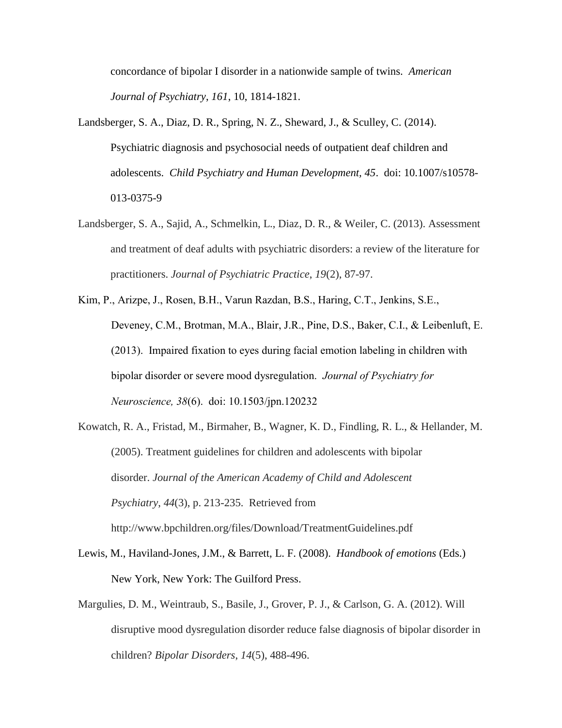concordance of bipolar I disorder in a nationwide sample of twins. *American Journal of Psychiatry*, *161*, 10, 1814-1821.

Landsberger, S. A., Diaz, D. R., Spring, N. Z., Sheward, J., & Sculley, C. (2014). Psychiatric diagnosis and psychosocial needs of outpatient deaf children and adolescents. *Child Psychiatry and Human Development*, *45*. doi: 10.1007/s10578-013-0375-9

Landsberger, S. A., Sajid, A., Schmelkin, L., Diaz, D. R., & Weiler, C. (2013). Assessment and treatment of deaf adults with psychiatric disorders: a review of the literature for practitioners. *Journal of Psychiatric Practice*, *19*(2), 87-97.

Kim, P., Arizpe, J., Rosen, B.H., Varun Razdan, B.S., Haring, C.T., Jenkins, S.E., Deveney, C.M., Brotman, M.A., Blair, J.R., Pine, D.S., Baker, C.I., & Leibenluft, E. (2013). Impaired fixation to eyes during facial emotion labeling in children with bipolar disorder or severe mood dysregulation. *Journal of Psychiatry for Neuroscience, 38*(6). doi: 10.1503/jpn.120232

Kowatch, R. A., Fristad, M., Birmaher, B., Wagner, K. D., Findling, R. L., & Hellander, M. (2005). Treatment guidelines for children and adolescents with bipolar disorder. *Journal of the American Academy of Child and Adolescent Psychiatry*, *44*(3), p. 213-235. Retrieved from http://www.bpchildren.org/files/Download/TreatmentGuidelines.pdf

Lewis, M., Haviland-Jones, J.M., & Barrett, L. F. (2008). *Handbook of emotions* (Eds.) New York, New York: The Guilford Press.

Margulies, D. M., Weintraub, S., Basile, J., Grover, P. J., & Carlson, G. A. (2012). Will disruptive mood dysregulation disorder reduce false diagnosis of bipolar disorder in children? *Bipolar Disorders*, *14*(5), 488-496.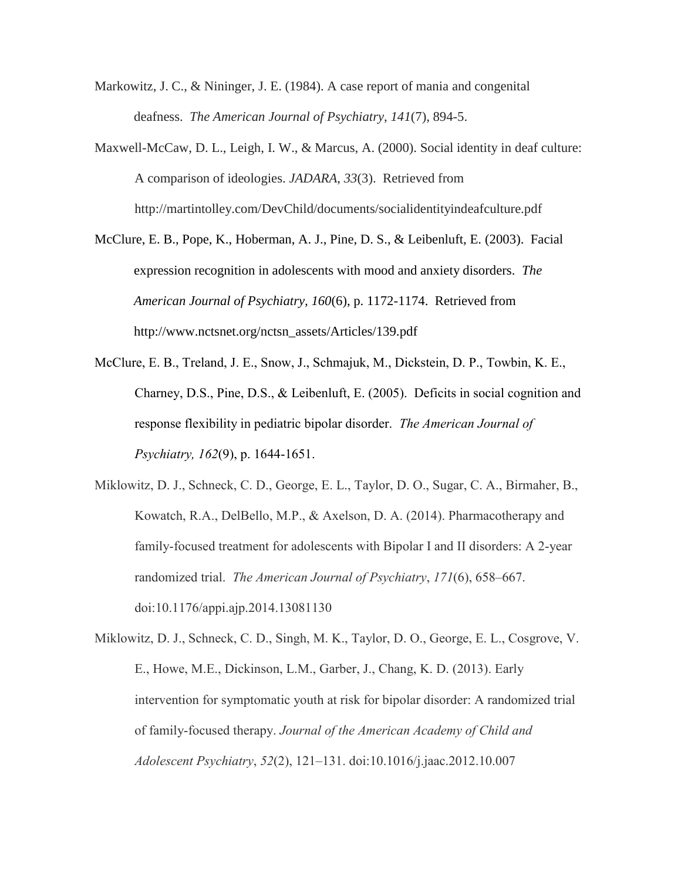Markowitz, J. C., & Nininger, J. E. (1984). A case report of mania and congenital deafness. *The American Journal of Psychiatry*, *141*(7), 894-5.

Maxwell-McCaw, D. L., Leigh, I. W., & Marcus, A. (2000). Social identity in deaf culture: A comparison of ideologies. *JADARA*, *33*(3). Retrieved from http://martintolley.com/DevChild/documents/socialidentityindeafculture.pdf

McClure, E. B., Pope, K., Hoberman, A. J., Pine, D. S., & Leibenluft, E. (2003). Facial expression recognition in adolescents with mood and anxiety disorders. *The American Journal of Psychiatry, 160*(6), p. 1172-1174. Retrieved from http://www.nctsnet.org/nctsn_assets/Articles/139.pdf

McClure, E. B., Treland, J. E., Snow, J., Schmajuk, M., Dickstein, D. P., Towbin, K. E., Charney, D.S., Pine, D.S., & Leibenluft, E. (2005). Deficits in social cognition and response flexibility in pediatric bipolar disorder. *The American Journal of Psychiatry, 162*(9), p. 1644-1651.

Miklowitz, D. J., Schneck, C. D., George, E. L., Taylor, D. O., Sugar, C. A., Birmaher, B., Kowatch, R.A., DelBello, M.P., & Axelson, D. A. (2014). Pharmacotherapy and family-focused treatment for adolescents with Bipolar I and II disorders: A 2-year randomized trial. *The American Journal of Psychiatry*, *171*(6), 658–667. doi:10.1176/appi.ajp.2014.13081130

Miklowitz, D. J., Schneck, C. D., Singh, M. K., Taylor, D. O., George, E. L., Cosgrove, V. E., Howe, M.E., Dickinson, L.M., Garber, J., Chang, K. D. (2013). Early intervention for symptomatic youth at risk for bipolar disorder: A randomized trial of family-focused therapy. *Journal of the American Academy of Child and Adolescent Psychiatry*, *52*(2), 121–131. doi:10.1016/j.jaac.2012.10.007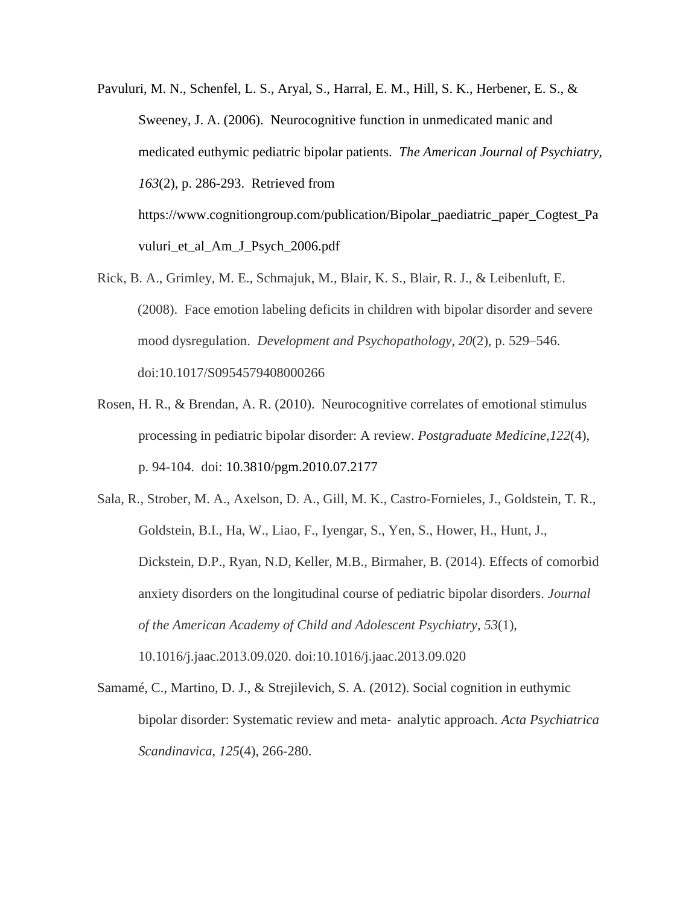Pavuluri, M. N., Schenfel, L. S., Aryal, S., Harral, E. M., Hill, S. K., Herbener, E. S., & Sweeney, J. A. (2006). Neurocognitive function in unmedicated manic and medicated euthymic pediatric bipolar patients. *The American Journal of Psychiatry, 163*(2), p. 286-293. Retrieved from https://www.cognitiongroup.com/publication/Bipolar_paediatric_paper_Cogtest_Pavuluri_et_al_Am_J_Psych_2006.pdf

Rick, B. A., Grimley, M. E., Schmajuk, M., Blair, K. S., Blair, R. J., & Leibenluft, E. (2008). Face emotion labeling deficits in children with bipolar disorder and severe mood dysregulation. *Development and Psychopathology*, *20*(2), p. 529–546. doi:10.1017/S0954579408000266

Rosen, H. R., & Brendan, A. R. (2010). Neurocognitive correlates of emotional stimulus processing in pediatric bipolar disorder: A review. *Postgraduate Medicine*,*122*(4), p. 94-104. doi: 10.3810/pgm.2010.07.2177

Sala, R., Strober, M. A., Axelson, D. A., Gill, M. K., Castro-Fornieles, J., Goldstein, T. R., Goldstein, B.I., Ha, W., Liao, F., Iyengar, S., Yen, S., Hower, H., Hunt, J., Dickstein, D.P., Ryan, N.D, Keller, M.B., Birmaher, B. (2014). Effects of comorbid anxiety disorders on the longitudinal course of pediatric bipolar disorders. *Journal of the American Academy of Child and Adolescent Psychiatry*, *53*(1), 10.1016/j.jaac.2013.09.020. doi:10.1016/j.jaac.2013.09.020

Samamé, C., Martino, D. J., & Strejilevich, S. A. (2012). Social cognition in euthymic bipolar disorder: Systematic review and meta- analytic approach. *Acta Psychiatrica Scandinavica*, *125*(4), 266-280.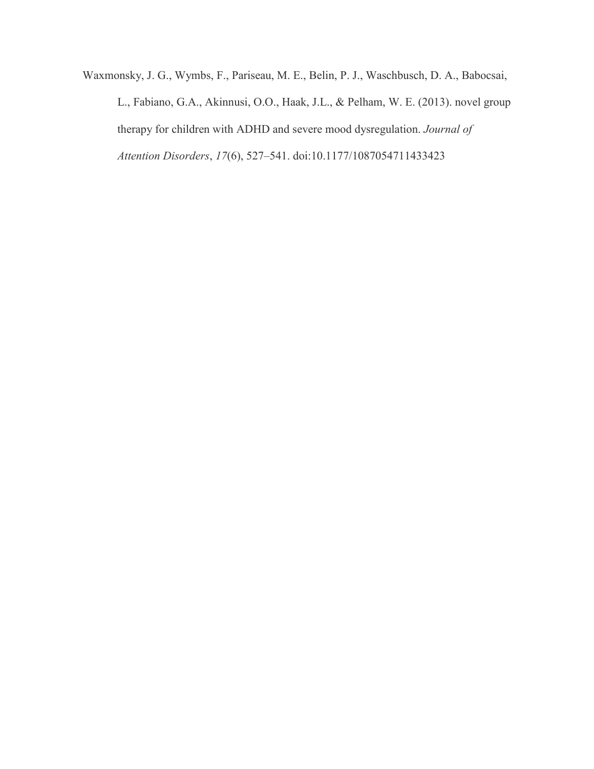Waxmonsky, J. G., Wymbs, F., Pariseau, M. E., Belin, P. J., Waschbusch, D. A., Babocsai, L., Fabiano, G.A., Akinnusi, O.O., Haak, J.L., & Pelham, W. E. (2013). novel group therapy for children with ADHD and severe mood dysregulation. *Journal of Attention Disorders*, *17*(6), 527–541. doi:10.1177/1087054711433423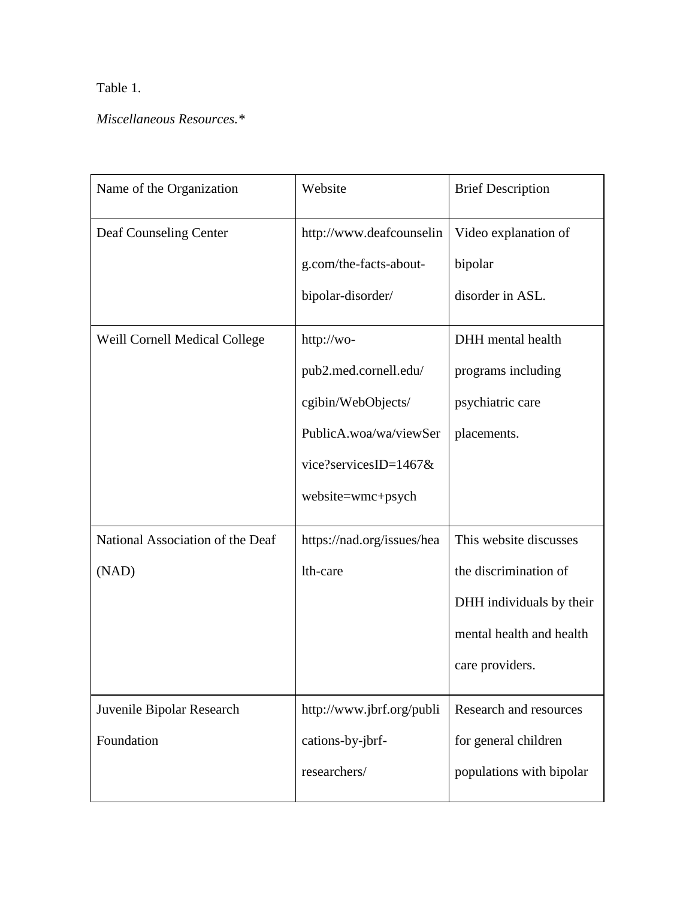Table 1.

*Miscellaneous Resources.**

| Name of the Organization | Website | Brief Description |
|---|---|---|
| Deaf Counseling Center | http://www.deafcounseling.com/the-facts-about-bipolar-disorder/ | Video explanation of bipolar disorder in ASL. |
| Weill Cornell Medical College | http://wo-pub2.med.cornell.edu/cgibin/WebObjects/PublicA.woa/wa/viewService?servicesID=1467&website=wmc+psych | DHH mental health programs including psychiatric care placements. |
| National Association of the Deaf (NAD) | https://nad.org/issues/health-care | This website discusses the discrimination of DHH individuals by their mental health and health care providers. |
| Juvenile Bipolar Research Foundation | http://www.jbrf.org/publications-by-jbrf-researchers/ | Research and resources for general children populations with bipolar |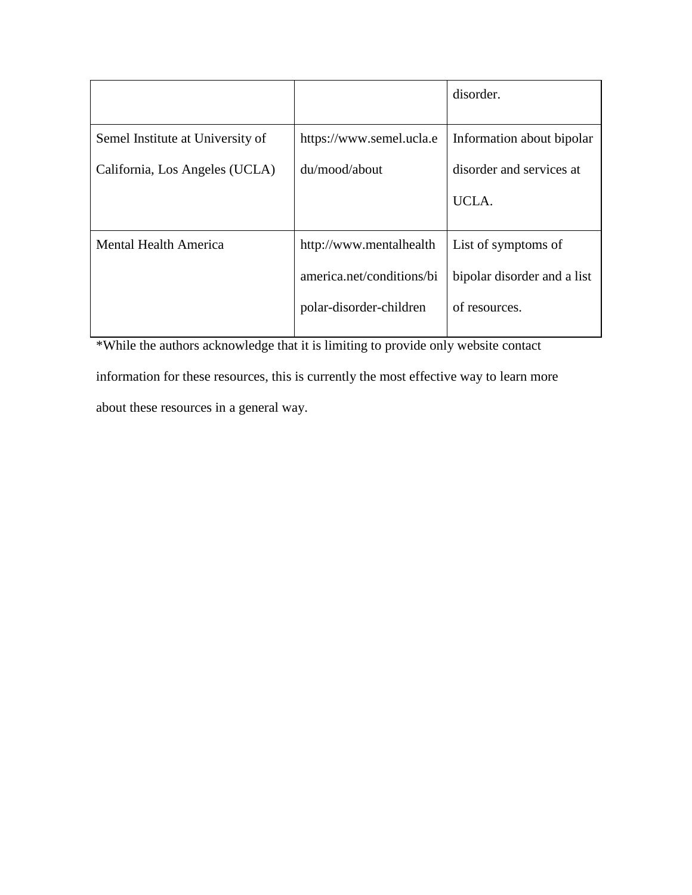| | | |
|---|---|---|
| | | disorder. |
| Semel Institute at University of California, Los Angeles (UCLA) | https://www.semel.ucla.edu/mood/about | Information about bipolar disorder and services at UCLA. |
| Mental Health America | http://www.mentalhealthamerica.net/conditions/bipolar-disorder-children | List of symptoms of bipolar disorder and a list of resources. |

*While the authors acknowledge that it is limiting to provide only website contact information for these resources, this is currently the most effective way to learn more about these resources in a general way.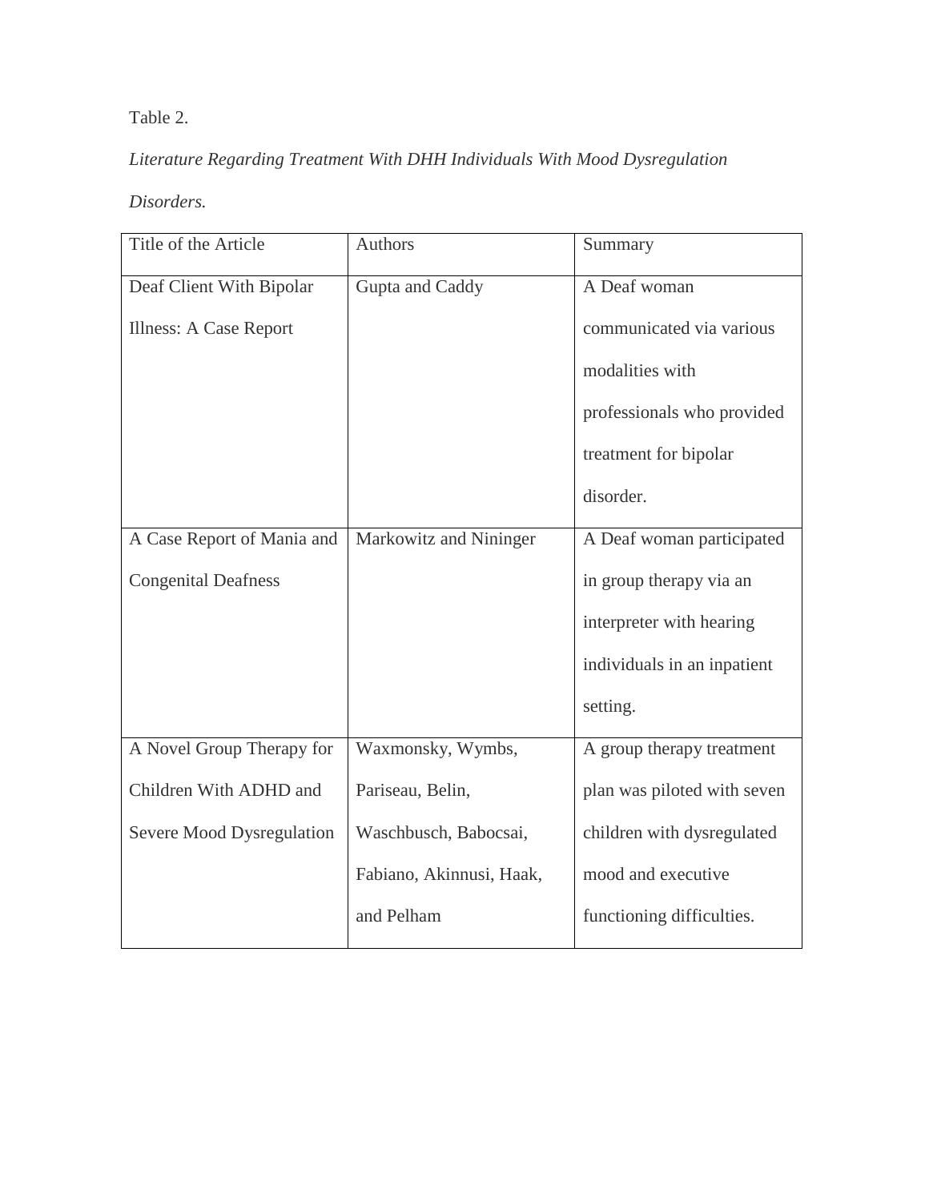Table 2.

*Literature Regarding Treatment With DHH Individuals With Mood Dysregulation Disorders.*

| Title of the Article | Authors | Summary |
|---|---|---|
| Deaf Client With Bipolar Illness: A Case Report | Gupta and Caddy | A Deaf woman communicated via various modalities with professionals who provided treatment for bipolar disorder. |
| A Case Report of Mania and Congenital Deafness | Markowitz and Nininger | A Deaf woman participated in group therapy via an interpreter with hearing individuals in an inpatient setting. |
| A Novel Group Therapy for Children With ADHD and Severe Mood Dysregulation | Waxmonsky, Wymbs, Pariseau, Belin, Waschbusch, Babocsai, Fabiano, Akinnusi, Haak, and Pelham | A group therapy treatment plan was piloted with seven children with dysregulated mood and executive functioning difficulties. |